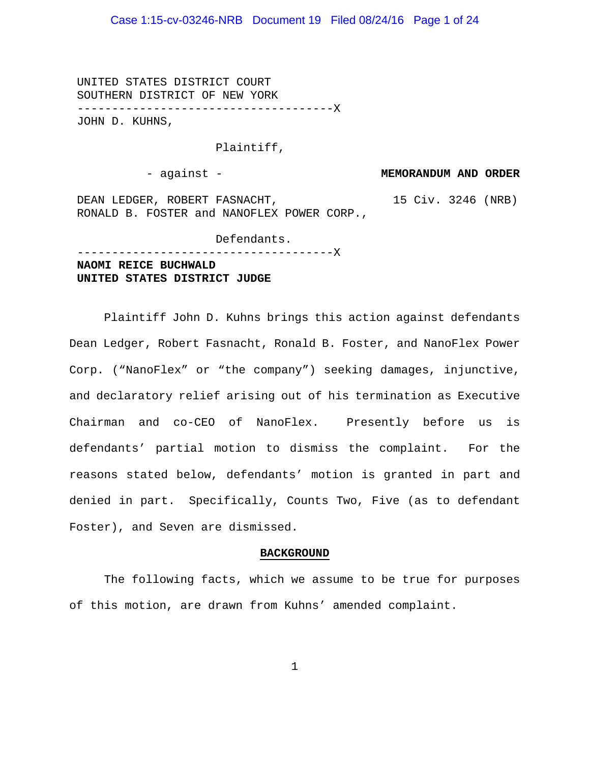UNITED STATES DISTRICT COURT
SOUTHERN DISTRICT OF NEW YORK

-------------------------------------X

JOHN D. KUHNS,

Plaintiff,

- against -

**MEMORANDUM AND ORDER**

15 Civ. 3246 (NRB)

DEAN LEDGER, ROBERT FASNACHT, RONALD B. FOSTER and NANOFLEX POWER CORP.,

Defendants.

-------------------------------------X

**NAOMI REICE BUCHWALD**
**UNITED STATES DISTRICT JUDGE**

Plaintiff John D. Kuhns brings this action against defendants Dean Ledger, Robert Fasnacht, Ronald B. Foster, and NanoFlex Power Corp. ("NanoFlex" or "the company") seeking damages, injunctive, and declaratory relief arising out of his termination as Executive Chairman and co-CEO of NanoFlex. Presently before us is defendants' partial motion to dismiss the complaint. For the reasons stated below, defendants' motion is granted in part and denied in part. Specifically, Counts Two, Five (as to defendant Foster), and Seven are dismissed.

## BACKGROUND

The following facts, which we assume to be true for purposes of this motion, are drawn from Kuhns' amended complaint.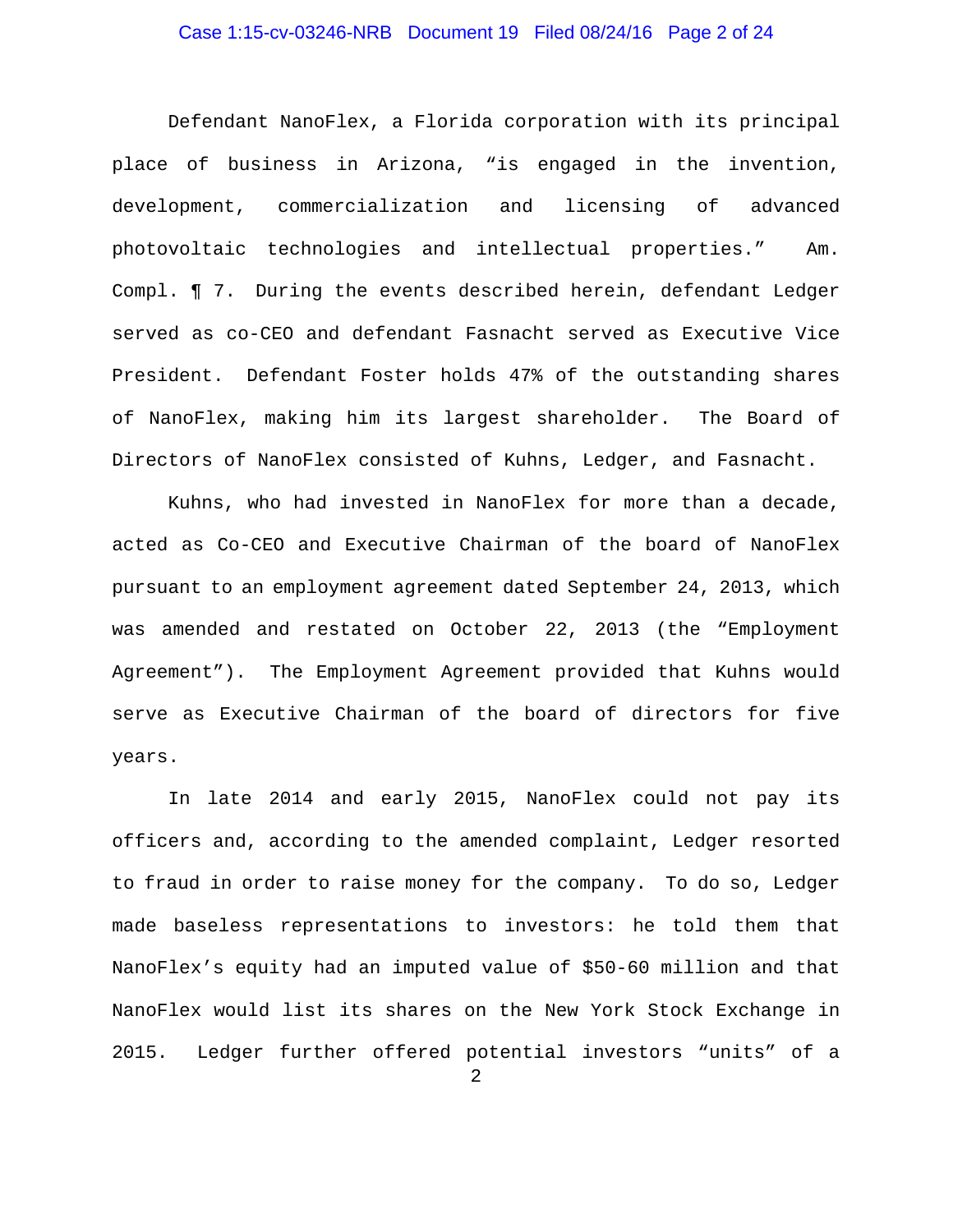Defendant NanoFlex, a Florida corporation with its principal place of business in Arizona, "is engaged in the invention, development, commercialization and licensing of advanced photovoltaic technologies and intellectual properties." Am. Compl. ¶ 7. During the events described herein, defendant Ledger served as co-CEO and defendant Fasnacht served as Executive Vice President. Defendant Foster holds 47% of the outstanding shares of NanoFlex, making him its largest shareholder. The Board of Directors of NanoFlex consisted of Kuhns, Ledger, and Fasnacht.

Kuhns, who had invested in NanoFlex for more than a decade, acted as Co-CEO and Executive Chairman of the board of NanoFlex pursuant to an employment agreement dated September 24, 2013, which was amended and restated on October 22, 2013 (the "Employment Agreement"). The Employment Agreement provided that Kuhns would serve as Executive Chairman of the board of directors for five years.

In late 2014 and early 2015, NanoFlex could not pay its officers and, according to the amended complaint, Ledger resorted to fraud in order to raise money for the company. To do so, Ledger made baseless representations to investors: he told them that NanoFlex's equity had an imputed value of $50-60 million and that NanoFlex would list its shares on the New York Stock Exchange in 2015. Ledger further offered potential investors "units" of a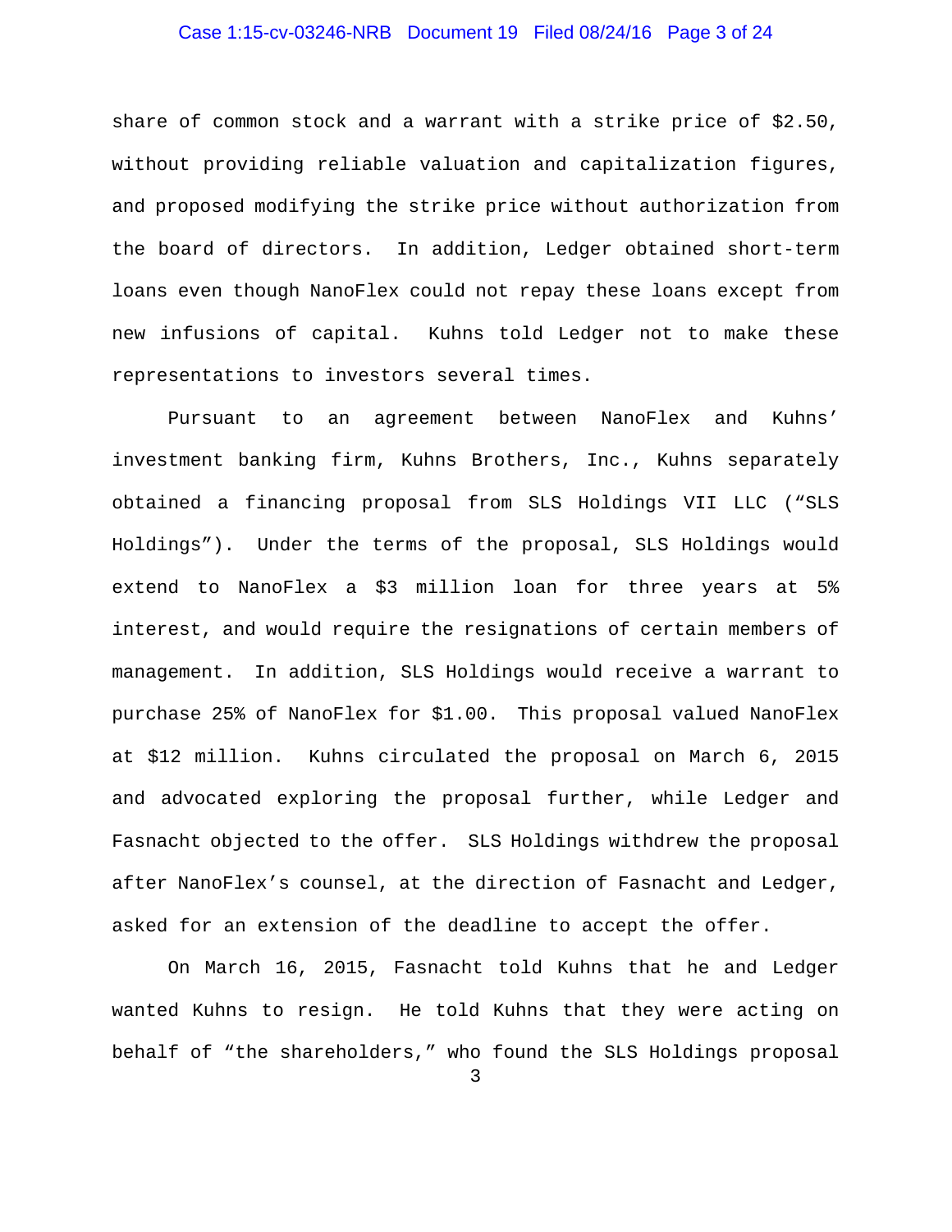share of common stock and a warrant with a strike price of $2.50, without providing reliable valuation and capitalization figures, and proposed modifying the strike price without authorization from the board of directors. In addition, Ledger obtained short-term loans even though NanoFlex could not repay these loans except from new infusions of capital. Kuhns told Ledger not to make these representations to investors several times.

Pursuant to an agreement between NanoFlex and Kuhns' investment banking firm, Kuhns Brothers, Inc., Kuhns separately obtained a financing proposal from SLS Holdings VII LLC ("SLS Holdings"). Under the terms of the proposal, SLS Holdings would extend to NanoFlex a $3 million loan for three years at 5% interest, and would require the resignations of certain members of management. In addition, SLS Holdings would receive a warrant to purchase 25% of NanoFlex for $1.00. This proposal valued NanoFlex at $12 million. Kuhns circulated the proposal on March 6, 2015 and advocated exploring the proposal further, while Ledger and Fasnacht objected to the offer. SLS Holdings withdrew the proposal after NanoFlex's counsel, at the direction of Fasnacht and Ledger, asked for an extension of the deadline to accept the offer.

On March 16, 2015, Fasnacht told Kuhns that he and Ledger wanted Kuhns to resign. He told Kuhns that they were acting on behalf of "the shareholders," who found the SLS Holdings proposal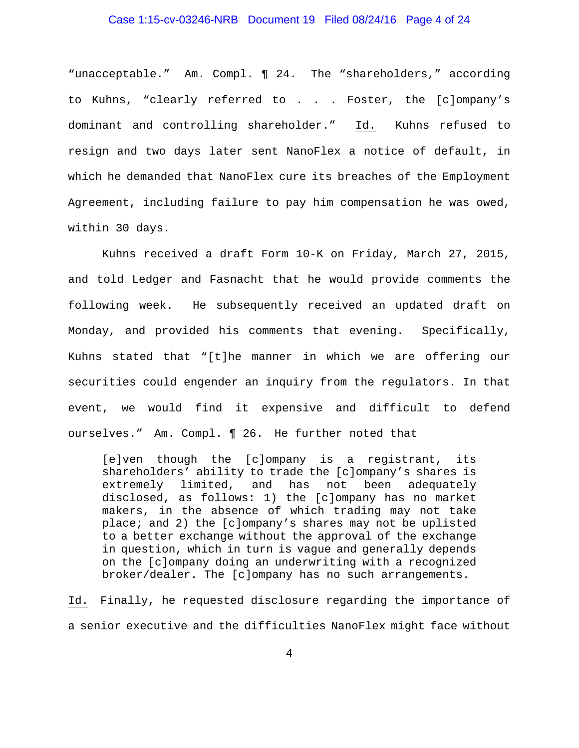"unacceptable." Am. Compl. ¶ 24. The "shareholders," according to Kuhns, "clearly referred to . . . Foster, the [c]ompany's dominant and controlling shareholder." Id. Kuhns refused to resign and two days later sent NanoFlex a notice of default, in which he demanded that NanoFlex cure its breaches of the Employment Agreement, including failure to pay him compensation he was owed, within 30 days.

Kuhns received a draft Form 10-K on Friday, March 27, 2015, and told Ledger and Fasnacht that he would provide comments the following week. He subsequently received an updated draft on Monday, and provided his comments that evening. Specifically, Kuhns stated that "[t]he manner in which we are offering our securities could engender an inquiry from the regulators. In that event, we would find it expensive and difficult to defend ourselves." Am. Compl. ¶ 26. He further noted that

> [e]ven though the [c]ompany is a registrant, its shareholders' ability to trade the [c]ompany's shares is extremely limited, and has not been adequately disclosed, as follows: 1) the [c]ompany has no market makers, in the absence of which trading may not take place; and 2) the [c]ompany's shares may not be uplisted to a better exchange without the approval of the exchange in question, which in turn is vague and generally depends on the [c]ompany doing an underwriting with a recognized broker/dealer. The [c]ompany has no such arrangements.

Id. Finally, he requested disclosure regarding the importance of a senior executive and the difficulties NanoFlex might face without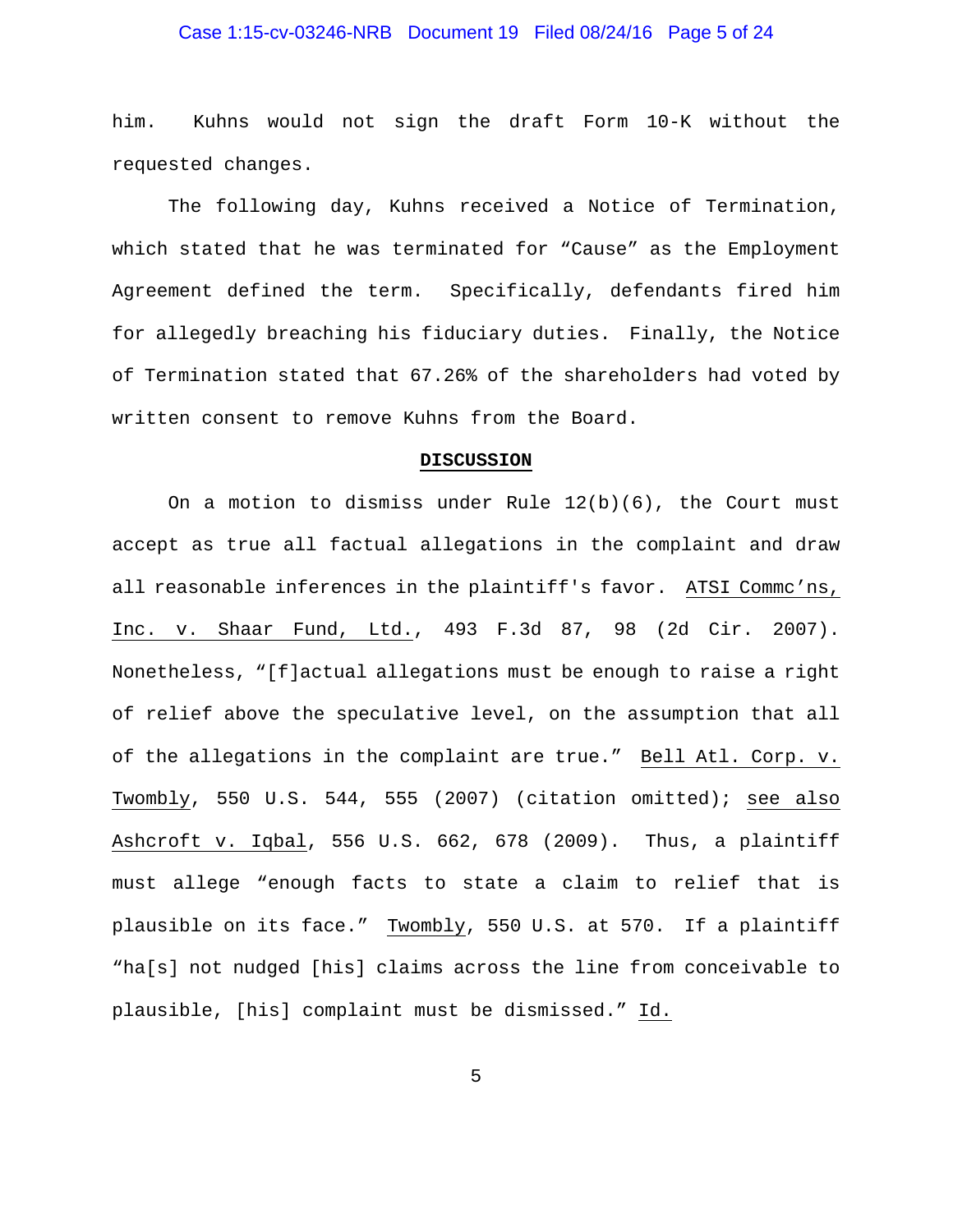him. Kuhns would not sign the draft Form 10-K without the requested changes.

The following day, Kuhns received a Notice of Termination, which stated that he was terminated for "Cause" as the Employment Agreement defined the term. Specifically, defendants fired him for allegedly breaching his fiduciary duties. Finally, the Notice of Termination stated that 67.26% of the shareholders had voted by written consent to remove Kuhns from the Board.

## DISCUSSION

On a motion to dismiss under Rule 12(b)(6), the Court must accept as true all factual allegations in the complaint and draw all reasonable inferences in the plaintiff's favor. ATSI Commc'ns, Inc. v. Shaar Fund, Ltd., 493 F.3d 87, 98 (2d Cir. 2007). Nonetheless, "[f]actual allegations must be enough to raise a right of relief above the speculative level, on the assumption that all of the allegations in the complaint are true." Bell Atl. Corp. v. Twombly, 550 U.S. 544, 555 (2007) (citation omitted); see also Ashcroft v. Iqbal, 556 U.S. 662, 678 (2009). Thus, a plaintiff must allege "enough facts to state a claim to relief that is plausible on its face." Twombly, 550 U.S. at 570. If a plaintiff "ha[s] not nudged [his] claims across the line from conceivable to plausible, [his] complaint must be dismissed." Id.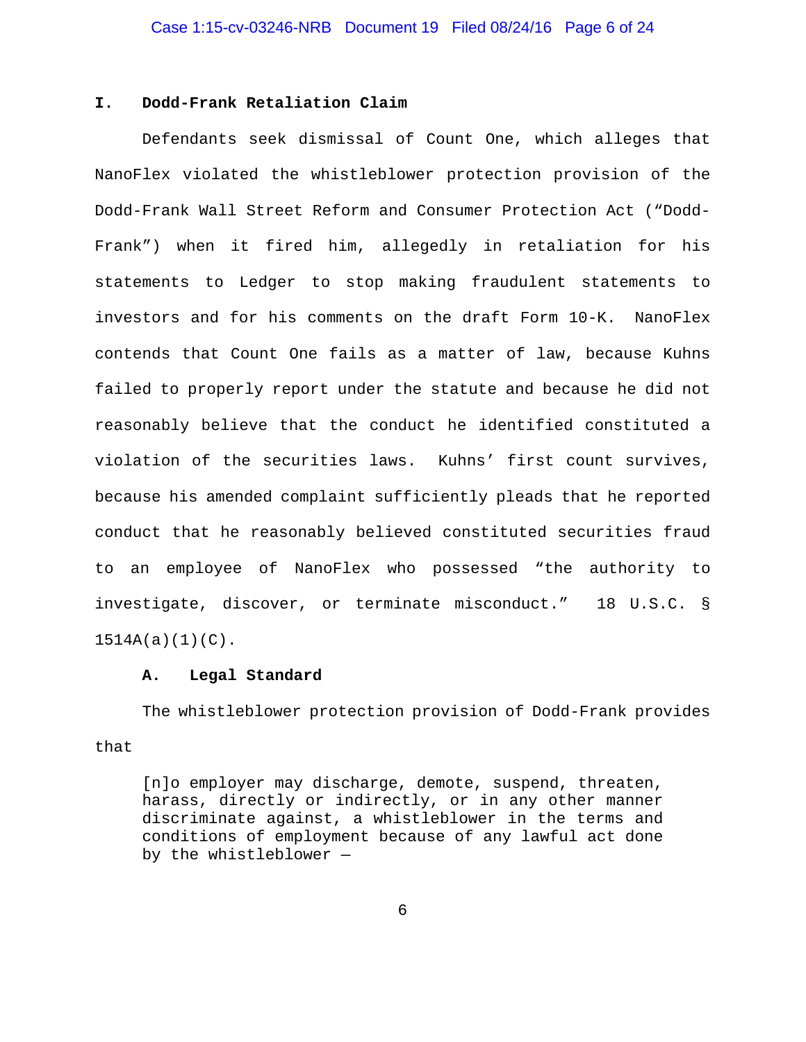## I. Dodd-Frank Retaliation Claim

Defendants seek dismissal of Count One, which alleges that NanoFlex violated the whistleblower protection provision of the Dodd-Frank Wall Street Reform and Consumer Protection Act ("Dodd-Frank") when it fired him, allegedly in retaliation for his statements to Ledger to stop making fraudulent statements to investors and for his comments on the draft Form 10-K. NanoFlex contends that Count One fails as a matter of law, because Kuhns failed to properly report under the statute and because he did not reasonably believe that the conduct he identified constituted a violation of the securities laws. Kuhns' first count survives, because his amended complaint sufficiently pleads that he reported conduct that he reasonably believed constituted securities fraud to an employee of NanoFlex who possessed "the authority to investigate, discover, or terminate misconduct." 18 U.S.C. § 1514A(a)(1)(C).

### A. Legal Standard

The whistleblower protection provision of Dodd-Frank provides that

> [n]o employer may discharge, demote, suspend, threaten, harass, directly or indirectly, or in any other manner discriminate against, a whistleblower in the terms and conditions of employment because of any lawful act done by the whistleblower —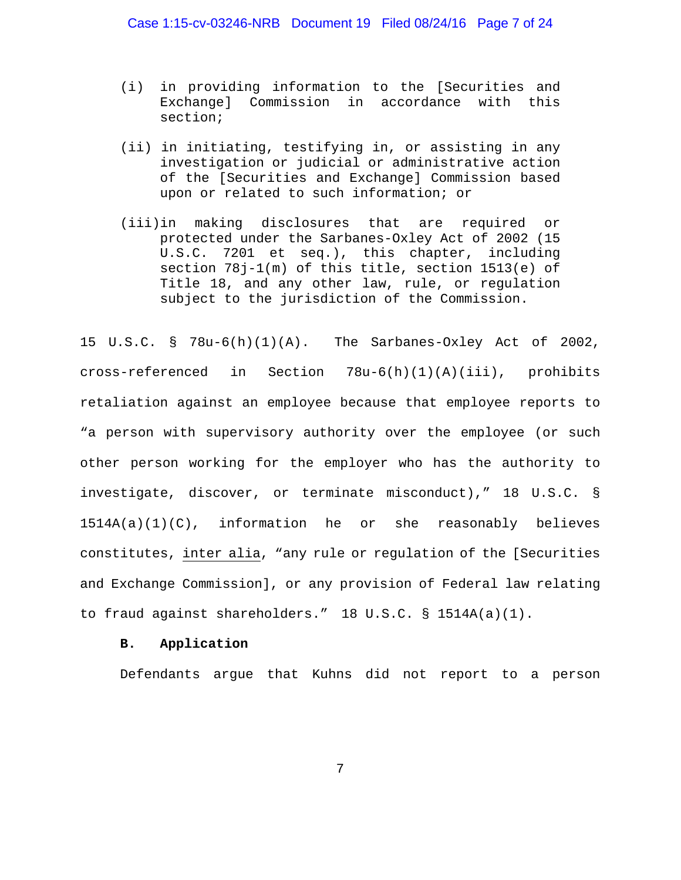> (i) in providing information to the [Securities and Exchange] Commission in accordance with this section;
>
> (ii) in initiating, testifying in, or assisting in any investigation or judicial or administrative action of the [Securities and Exchange] Commission based upon or related to such information; or
>
> (iii) in making disclosures that are required or protected under the Sarbanes-Oxley Act of 2002 (15 U.S.C. 7201 et seq.), this chapter, including section 78j-1(m) of this title, section 1513(e) of Title 18, and any other law, rule, or regulation subject to the jurisdiction of the Commission.

15 U.S.C. § 78u-6(h)(1)(A). The Sarbanes-Oxley Act of 2002, cross-referenced in Section 78u-6(h)(1)(A)(iii), prohibits retaliation against an employee because that employee reports to "a person with supervisory authority over the employee (or such other person working for the employer who has the authority to investigate, discover, or terminate misconduct)," 18 U.S.C. § 1514A(a)(1)(C), information he or she reasonably believes constitutes, inter alia, "any rule or regulation of the [Securities and Exchange Commission], or any provision of Federal law relating to fraud against shareholders." 18 U.S.C. § 1514A(a)(1).

**B. Application**

Defendants argue that Kuhns did not report to a person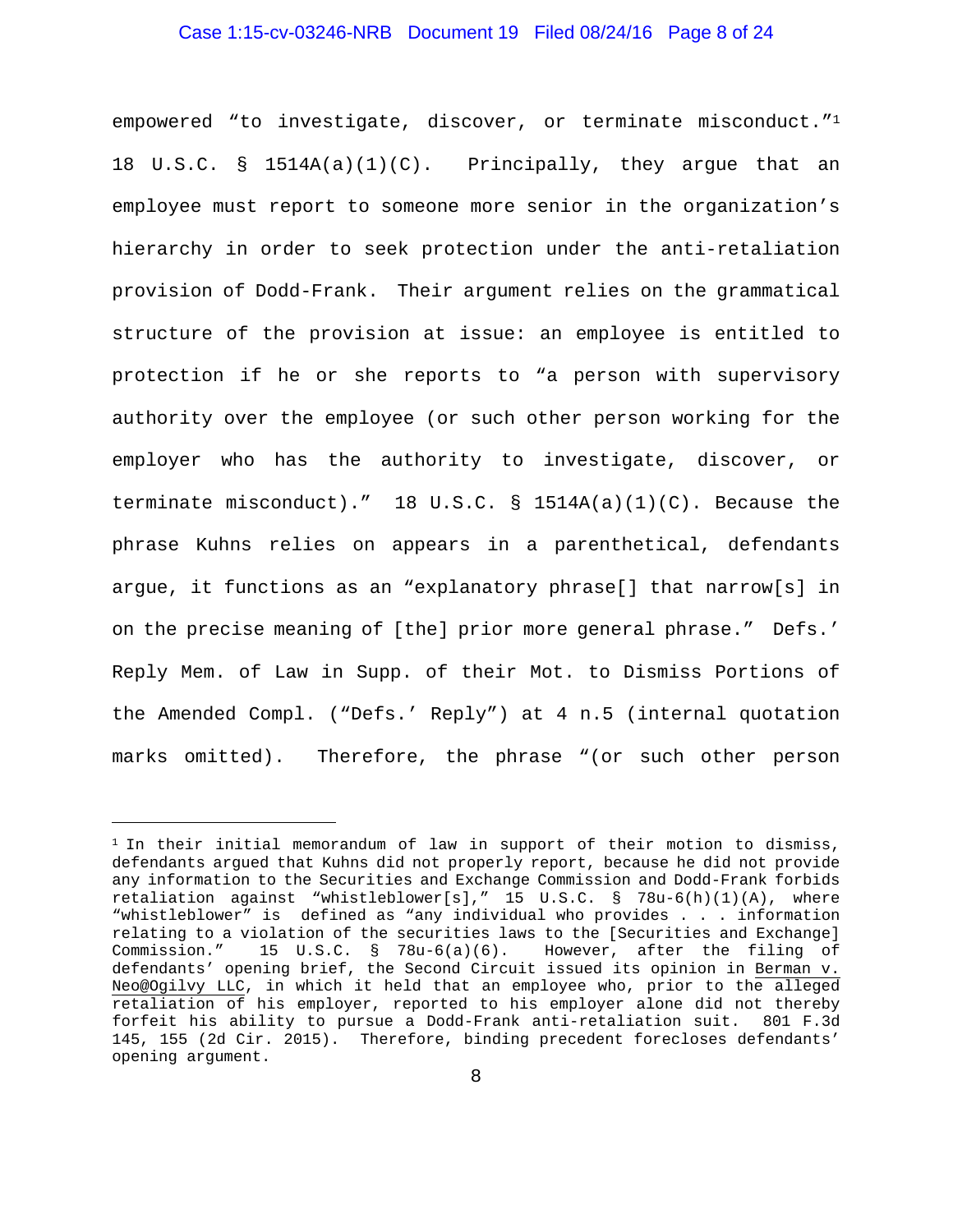empowered "to investigate, discover, or terminate misconduct."[1] 18 U.S.C. § 1514A(a)(1)(C). Principally, they argue that an employee must report to someone more senior in the organization's hierarchy in order to seek protection under the anti-retaliation provision of Dodd-Frank. Their argument relies on the grammatical structure of the provision at issue: an employee is entitled to protection if he or she reports to "a person with supervisory authority over the employee (or such other person working for the employer who has the authority to investigate, discover, or terminate misconduct)." 18 U.S.C. § 1514A(a)(1)(C). Because the phrase Kuhns relies on appears in a parenthetical, defendants argue, it functions as an "explanatory phrase[] that narrow[s] in on the precise meaning of [the] prior more general phrase." Defs.' Reply Mem. of Law in Supp. of their Mot. to Dismiss Portions of the Amended Compl. ("Defs.' Reply") at 4 n.5 (internal quotation marks omitted). Therefore, the phrase "(or such other person

---

[1] In their initial memorandum of law in support of their motion to dismiss, defendants argued that Kuhns did not properly report, because he did not provide any information to the Securities and Exchange Commission and Dodd-Frank forbids retaliation against "whistleblower[s]," 15 U.S.C. § 78u-6(h)(1)(A), where "whistleblower" is defined as "any individual who provides . . . information relating to a violation of the securities laws to the [Securities and Exchange] Commission." 15 U.S.C. § 78u-6(a)(6). However, after the filing of defendants' opening brief, the Second Circuit issued its opinion in Berman v. Neo@Ogilvy LLC, in which it held that an employee who, prior to the alleged retaliation of his employer, reported to his employer alone did not thereby forfeit his ability to pursue a Dodd-Frank anti-retaliation suit. 801 F.3d 145, 155 (2d Cir. 2015). Therefore, binding precedent forecloses defendants' opening argument.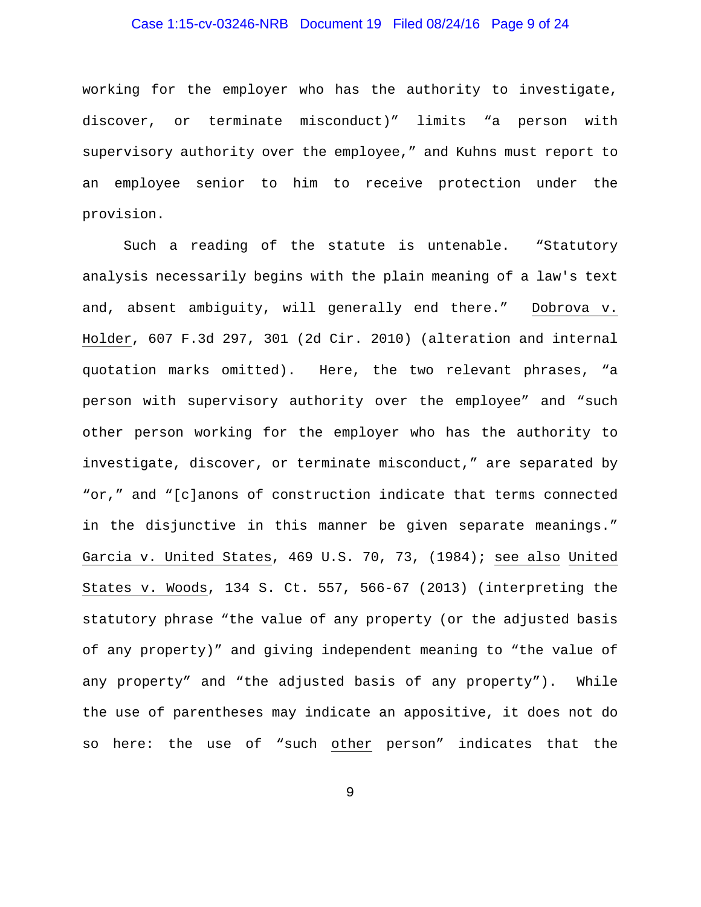working for the employer who has the authority to investigate, discover, or terminate misconduct)" limits "a person with supervisory authority over the employee," and Kuhns must report to an employee senior to him to receive protection under the provision.

Such a reading of the statute is untenable. "Statutory analysis necessarily begins with the plain meaning of a law's text and, absent ambiguity, will generally end there." Dobrova v. Holder, 607 F.3d 297, 301 (2d Cir. 2010) (alteration and internal quotation marks omitted). Here, the two relevant phrases, "a person with supervisory authority over the employee" and "such other person working for the employer who has the authority to investigate, discover, or terminate misconduct," are separated by "or," and "[c]anons of construction indicate that terms connected in the disjunctive in this manner be given separate meanings." Garcia v. United States, 469 U.S. 70, 73, (1984); see also United States v. Woods, 134 S. Ct. 557, 566-67 (2013) (interpreting the statutory phrase "the value of any property (or the adjusted basis of any property)" and giving independent meaning to "the value of any property" and "the adjusted basis of any property"). While the use of parentheses may indicate an appositive, it does not do so here: the use of "such other person" indicates that the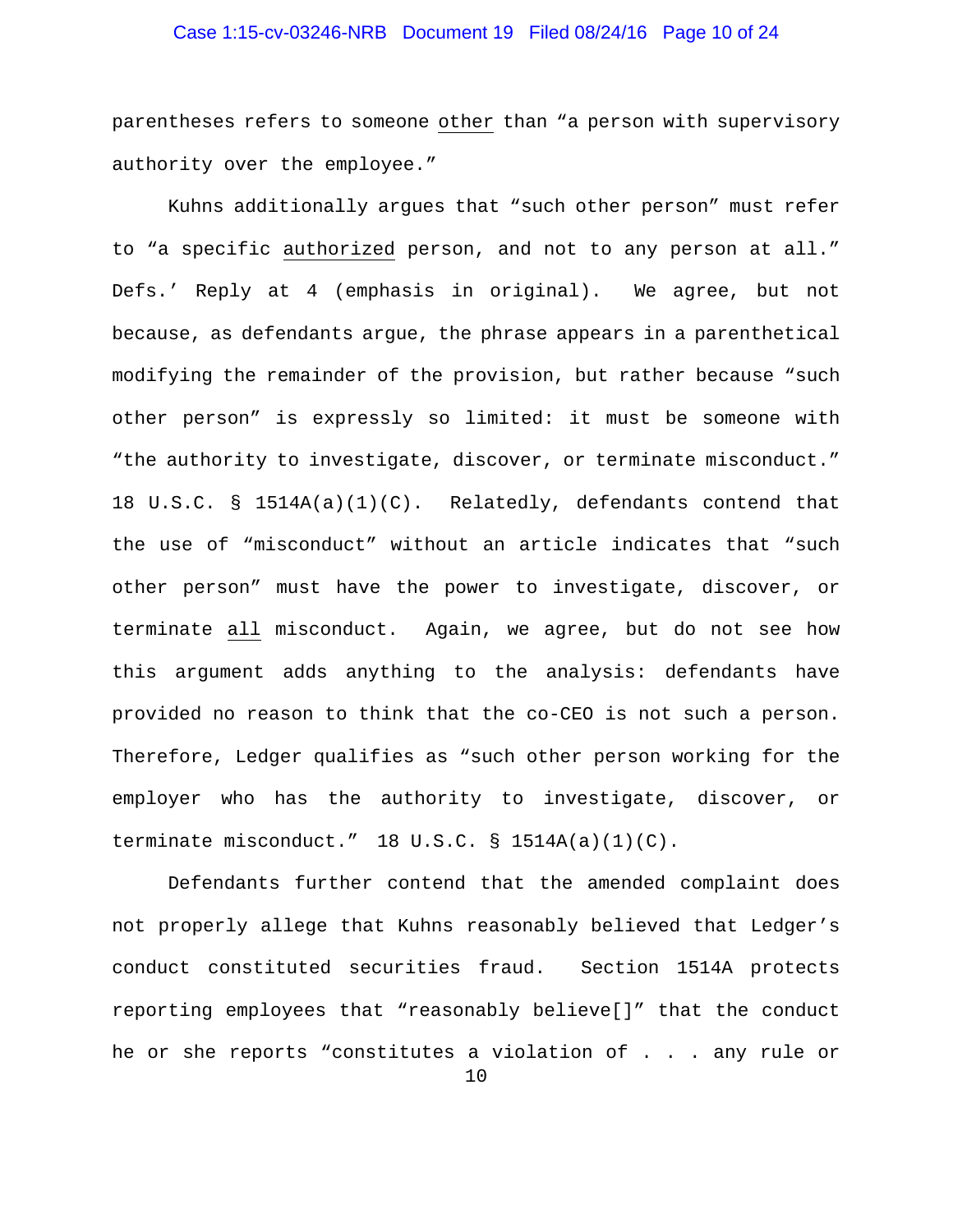parentheses refers to someone <u>other</u> than "a person with supervisory authority over the employee."

Kuhns additionally argues that "such other person" must refer to "a specific <u>authorized</u> person, and not to any person at all." Defs.' Reply at 4 (emphasis in original). We agree, but not because, as defendants argue, the phrase appears in a parenthetical modifying the remainder of the provision, but rather because "such other person" is expressly so limited: it must be someone with "the authority to investigate, discover, or terminate misconduct." 18 U.S.C. § 1514A(a)(1)(C). Relatedly, defendants contend that the use of "misconduct" without an article indicates that "such other person" must have the power to investigate, discover, or terminate <u>all</u> misconduct. Again, we agree, but do not see how this argument adds anything to the analysis: defendants have provided no reason to think that the co-CEO is not such a person. Therefore, Ledger qualifies as "such other person working for the employer who has the authority to investigate, discover, or terminate misconduct." 18 U.S.C. § 1514A(a)(1)(C).

Defendants further contend that the amended complaint does not properly allege that Kuhns reasonably believed that Ledger's conduct constituted securities fraud. Section 1514A protects reporting employees that "reasonably believe[]" that the conduct he or she reports "constitutes a violation of . . . any rule or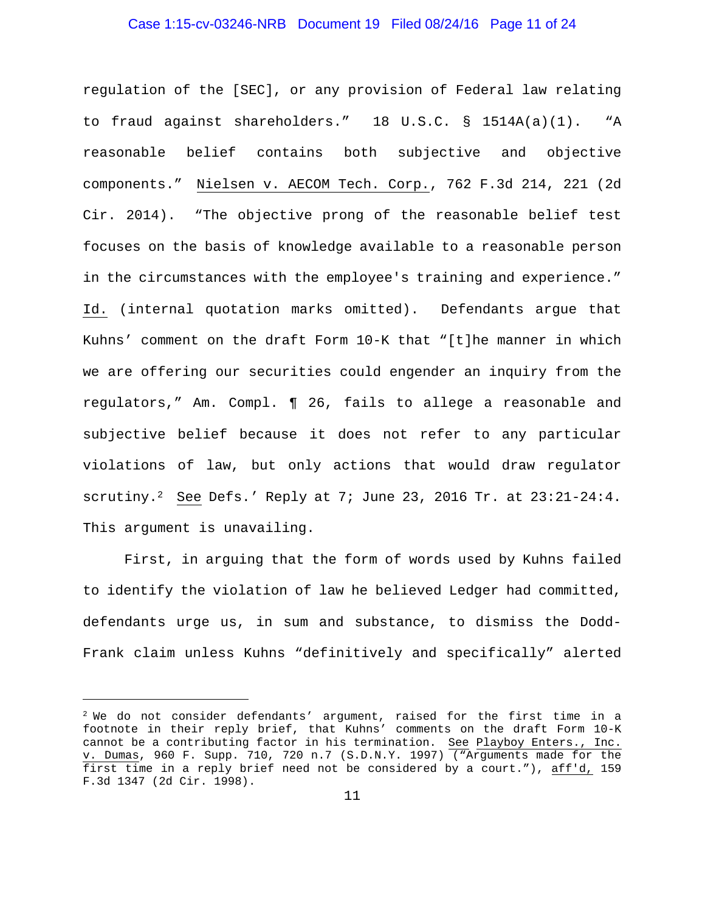regulation of the [SEC], or any provision of Federal law relating to fraud against shareholders." 18 U.S.C. § 1514A(a)(1). "A reasonable belief contains both subjective and objective components." Nielsen v. AECOM Tech. Corp., 762 F.3d 214, 221 (2d Cir. 2014). "The objective prong of the reasonable belief test focuses on the basis of knowledge available to a reasonable person in the circumstances with the employee's training and experience." Id. (internal quotation marks omitted). Defendants argue that Kuhns' comment on the draft Form 10-K that "[t]he manner in which we are offering our securities could engender an inquiry from the regulators," Am. Compl. ¶ 26, fails to allege a reasonable and subjective belief because it does not refer to any particular violations of law, but only actions that would draw regulator scrutiny.[2] See Defs.' Reply at 7; June 23, 2016 Tr. at 23:21-24:4. This argument is unavailing.

First, in arguing that the form of words used by Kuhns failed to identify the violation of law he believed Ledger had committed, defendants urge us, in sum and substance, to dismiss the Dodd-Frank claim unless Kuhns "definitively and specifically" alerted

---

[2] We do not consider defendants' argument, raised for the first time in a footnote in their reply brief, that Kuhns' comments on the draft Form 10-K cannot be a contributing factor in his termination. See Playboy Enters., Inc. v. Dumas, 960 F. Supp. 710, 720 n.7 (S.D.N.Y. 1997) ("Arguments made for the first time in a reply brief need not be considered by a court."), aff'd, 159 F.3d 1347 (2d Cir. 1998).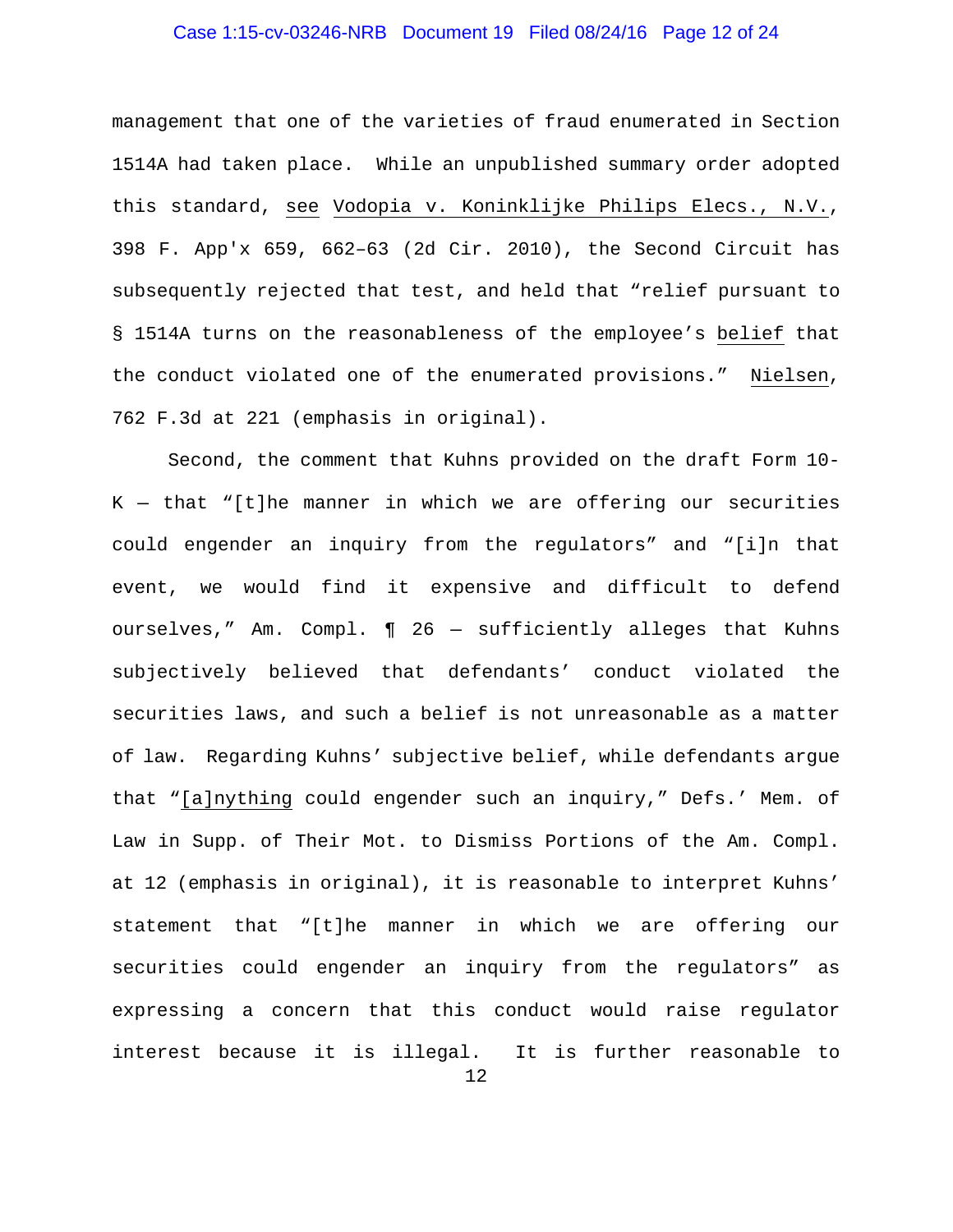management that one of the varieties of fraud enumerated in Section 1514A had taken place. While an unpublished summary order adopted this standard, see Vodopia v. Koninklijke Philips Elecs., N.V., 398 F. App'x 659, 662–63 (2d Cir. 2010), the Second Circuit has subsequently rejected that test, and held that "relief pursuant to § 1514A turns on the reasonableness of the employee's belief that the conduct violated one of the enumerated provisions." Nielsen, 762 F.3d at 221 (emphasis in original).

Second, the comment that Kuhns provided on the draft Form 10-K — that "[t]he manner in which we are offering our securities could engender an inquiry from the regulators" and "[i]n that event, we would find it expensive and difficult to defend ourselves," Am. Compl. ¶ 26 — sufficiently alleges that Kuhns subjectively believed that defendants' conduct violated the securities laws, and such a belief is not unreasonable as a matter of law. Regarding Kuhns' subjective belief, while defendants argue that "[a]nything could engender such an inquiry," Defs.' Mem. of Law in Supp. of Their Mot. to Dismiss Portions of the Am. Compl. at 12 (emphasis in original), it is reasonable to interpret Kuhns' statement that "[t]he manner in which we are offering our securities could engender an inquiry from the regulators" as expressing a concern that this conduct would raise regulator interest because it is illegal. It is further reasonable to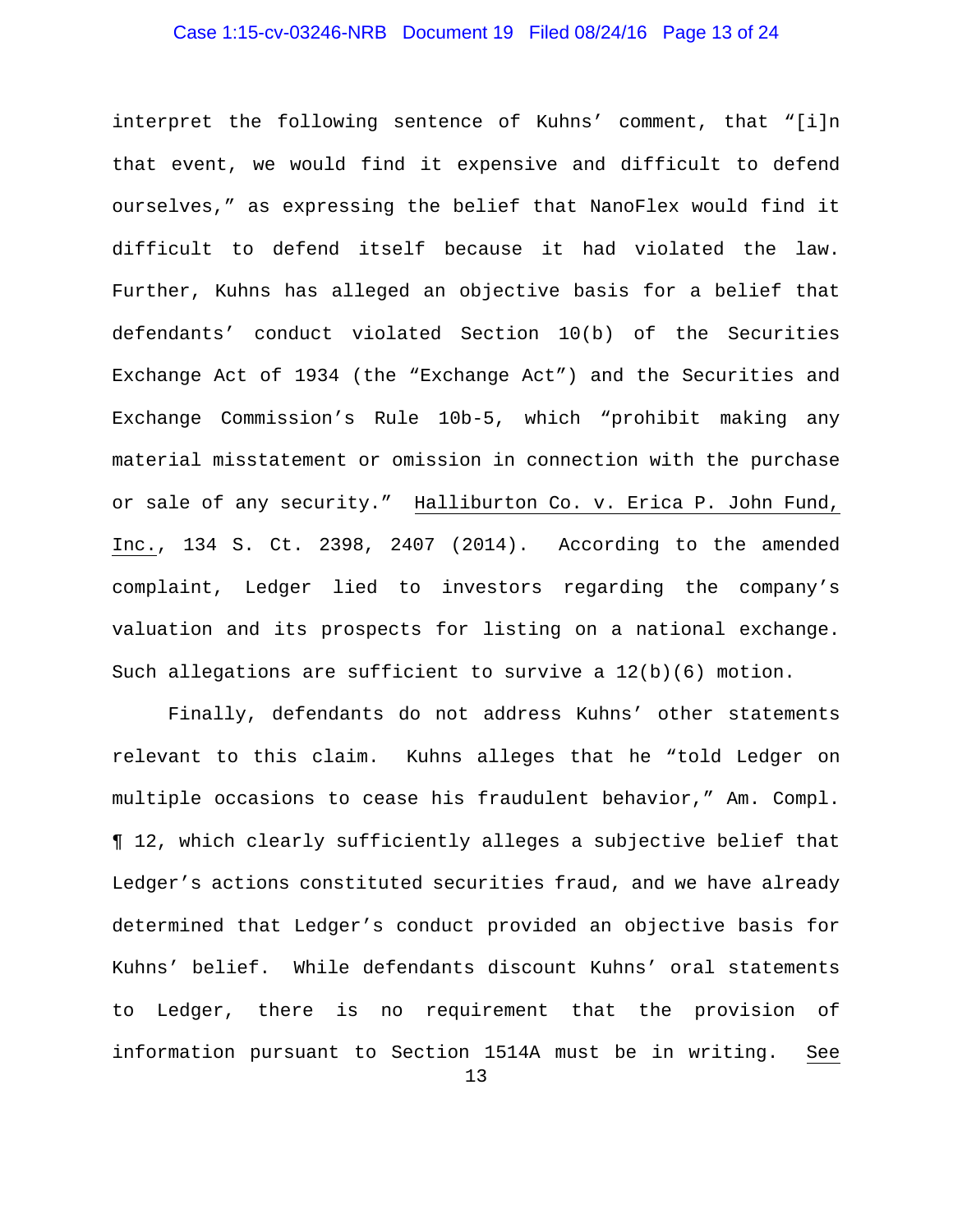interpret the following sentence of Kuhns' comment, that "[i]n that event, we would find it expensive and difficult to defend ourselves," as expressing the belief that NanoFlex would find it difficult to defend itself because it had violated the law. Further, Kuhns has alleged an objective basis for a belief that defendants' conduct violated Section 10(b) of the Securities Exchange Act of 1934 (the "Exchange Act") and the Securities and Exchange Commission's Rule 10b-5, which "prohibit making any material misstatement or omission in connection with the purchase or sale of any security." Halliburton Co. v. Erica P. John Fund, Inc., 134 S. Ct. 2398, 2407 (2014). According to the amended complaint, Ledger lied to investors regarding the company's valuation and its prospects for listing on a national exchange. Such allegations are sufficient to survive a 12(b)(6) motion.

Finally, defendants do not address Kuhns' other statements relevant to this claim. Kuhns alleges that he "told Ledger on multiple occasions to cease his fraudulent behavior," Am. Compl. ¶ 12, which clearly sufficiently alleges a subjective belief that Ledger's actions constituted securities fraud, and we have already determined that Ledger's conduct provided an objective basis for Kuhns' belief. While defendants discount Kuhns' oral statements to Ledger, there is no requirement that the provision of information pursuant to Section 1514A must be in writing. See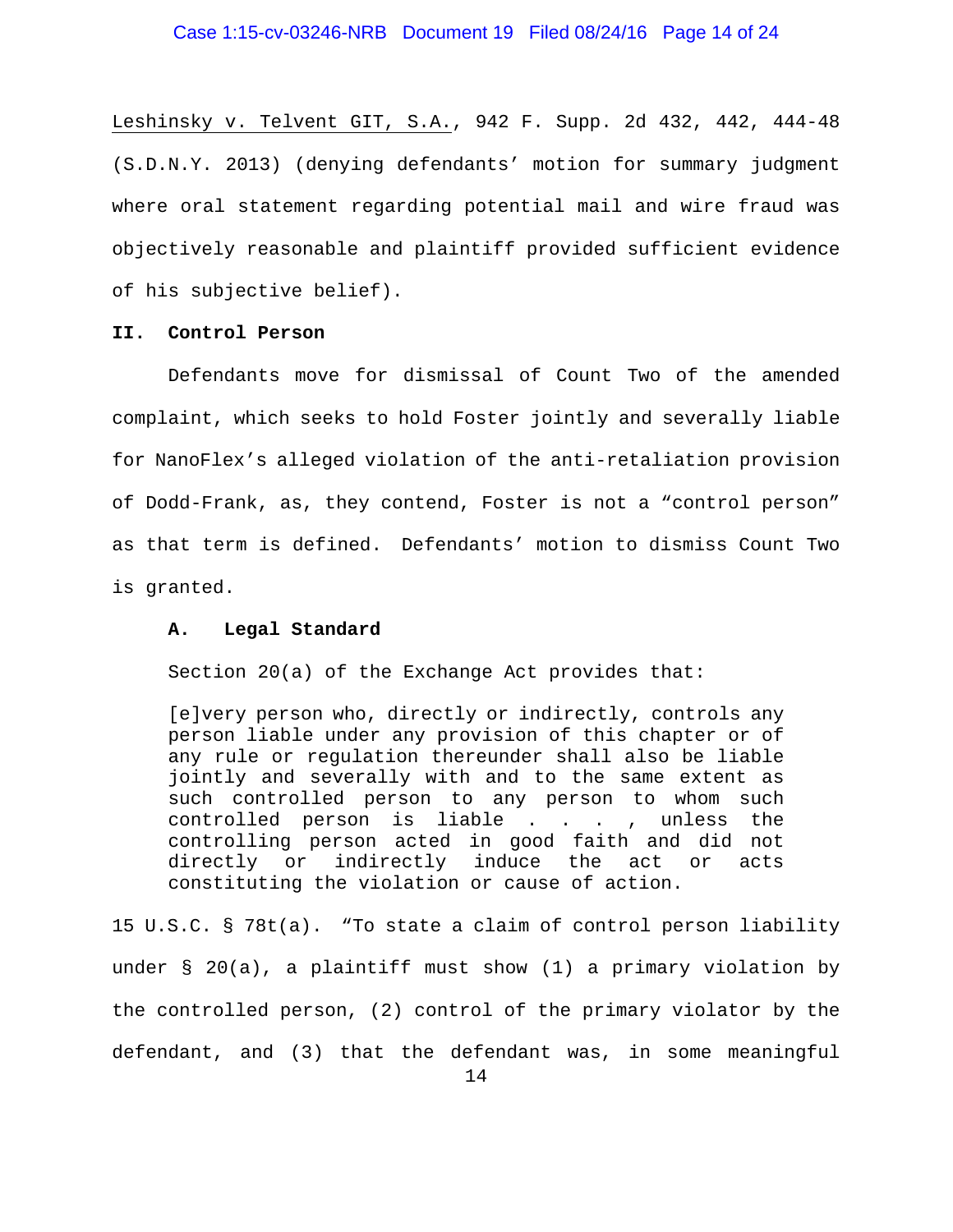Leshinsky v. Telvent GIT, S.A., 942 F. Supp. 2d 432, 442, 444-48 (S.D.N.Y. 2013) (denying defendants' motion for summary judgment where oral statement regarding potential mail and wire fraud was objectively reasonable and plaintiff provided sufficient evidence of his subjective belief).

## II. Control Person

Defendants move for dismissal of Count Two of the amended complaint, which seeks to hold Foster jointly and severally liable for NanoFlex's alleged violation of the anti-retaliation provision of Dodd-Frank, as, they contend, Foster is not a "control person" as that term is defined. Defendants' motion to dismiss Count Two is granted.

### A. Legal Standard

Section 20(a) of the Exchange Act provides that:

> [e]very person who, directly or indirectly, controls any person liable under any provision of this chapter or of any rule or regulation thereunder shall also be liable jointly and severally with and to the same extent as such controlled person to any person to whom such controlled person is liable . . . , unless the controlling person acted in good faith and did not directly or indirectly induce the act or acts constituting the violation or cause of action.

15 U.S.C. § 78t(a). "To state a claim of control person liability under § 20(a), a plaintiff must show (1) a primary violation by the controlled person, (2) control of the primary violator by the defendant, and (3) that the defendant was, in some meaningful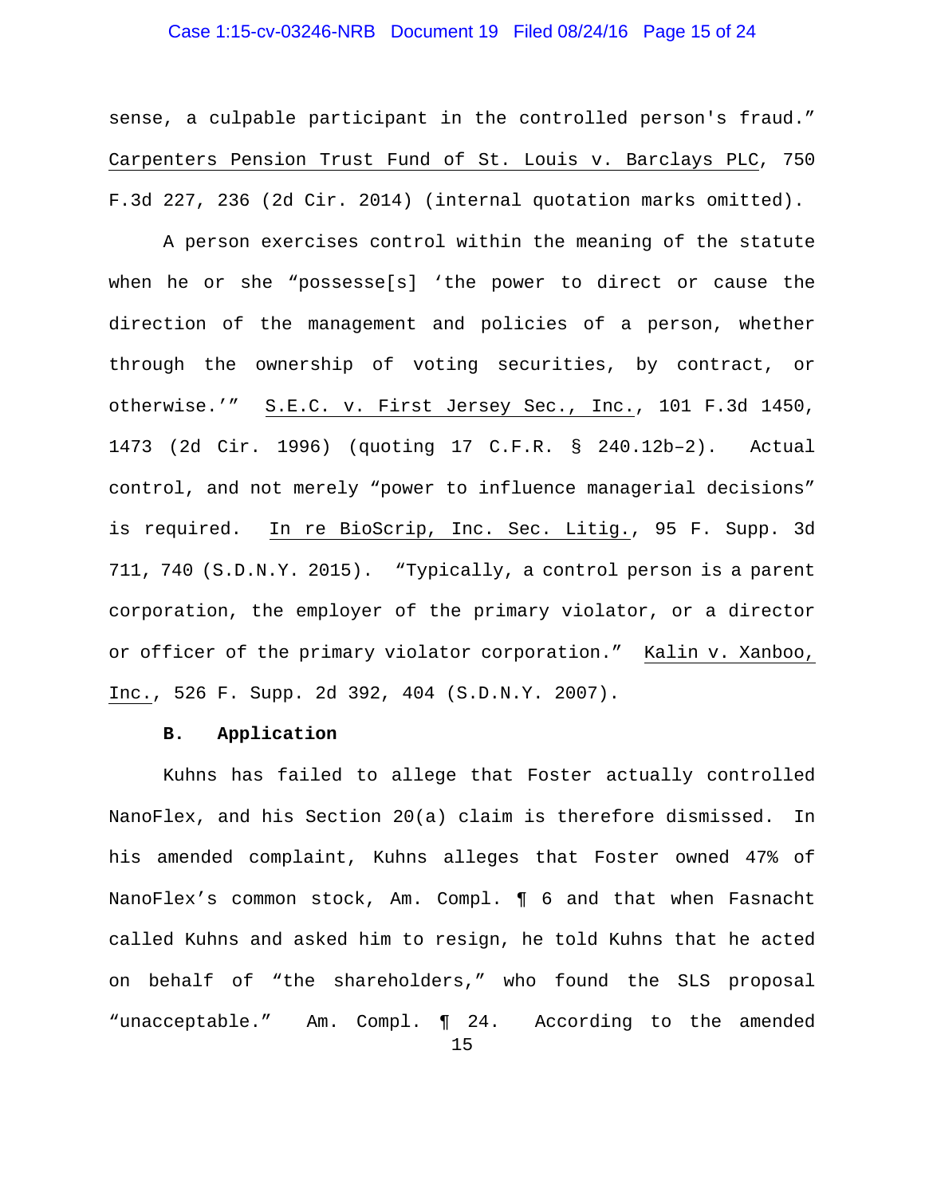sense, a culpable participant in the controlled person's fraud." Carpenters Pension Trust Fund of St. Louis v. Barclays PLC, 750 F.3d 227, 236 (2d Cir. 2014) (internal quotation marks omitted).

A person exercises control within the meaning of the statute when he or she "possesse[s] 'the power to direct or cause the direction of the management and policies of a person, whether through the ownership of voting securities, by contract, or otherwise.'" S.E.C. v. First Jersey Sec., Inc., 101 F.3d 1450, 1473 (2d Cir. 1996) (quoting 17 C.F.R. § 240.12b–2). Actual control, and not merely "power to influence managerial decisions" is required. In re BioScrip, Inc. Sec. Litig., 95 F. Supp. 3d 711, 740 (S.D.N.Y. 2015). "Typically, a control person is a parent corporation, the employer of the primary violator, or a director or officer of the primary violator corporation." Kalin v. Xanboo, Inc., 526 F. Supp. 2d 392, 404 (S.D.N.Y. 2007).

**B. Application**

Kuhns has failed to allege that Foster actually controlled NanoFlex, and his Section 20(a) claim is therefore dismissed. In his amended complaint, Kuhns alleges that Foster owned 47% of NanoFlex's common stock, Am. Compl. ¶ 6 and that when Fasnacht called Kuhns and asked him to resign, he told Kuhns that he acted on behalf of "the shareholders," who found the SLS proposal "unacceptable." Am. Compl. ¶ 24. According to the amended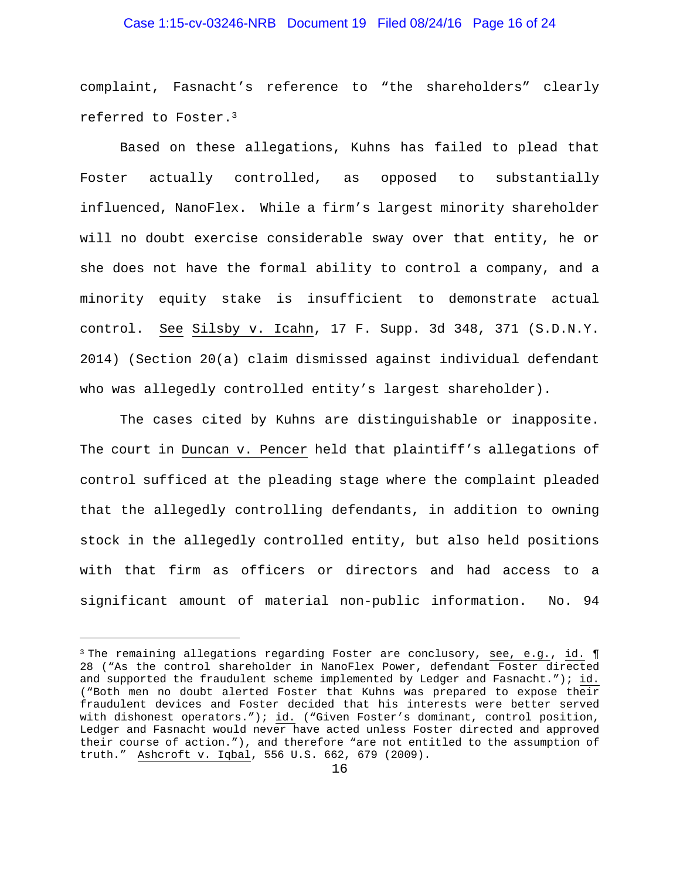complaint, Fasnacht's reference to "the shareholders" clearly referred to Foster.[3]

Based on these allegations, Kuhns has failed to plead that Foster actually controlled, as opposed to substantially influenced, NanoFlex. While a firm's largest minority shareholder will no doubt exercise considerable sway over that entity, he or she does not have the formal ability to control a company, and a minority equity stake is insufficient to demonstrate actual control. See Silsby v. Icahn, 17 F. Supp. 3d 348, 371 (S.D.N.Y. 2014) (Section 20(a) claim dismissed against individual defendant who was allegedly controlled entity's largest shareholder).

The cases cited by Kuhns are distinguishable or inapposite. The court in Duncan v. Pencer held that plaintiff's allegations of control sufficed at the pleading stage where the complaint pleaded that the allegedly controlling defendants, in addition to owning stock in the allegedly controlled entity, but also held positions with that firm as officers or directors and had access to a significant amount of material non-public information. No. 94

---

[3] The remaining allegations regarding Foster are conclusory, see, e.g., id. ¶ 28 ("As the control shareholder in NanoFlex Power, defendant Foster directed and supported the fraudulent scheme implemented by Ledger and Fasnacht."); id. ("Both men no doubt alerted Foster that Kuhns was prepared to expose their fraudulent devices and Foster decided that his interests were better served with dishonest operators."); id. ("Given Foster's dominant, control position, Ledger and Fasnacht would never have acted unless Foster directed and approved their course of action."), and therefore "are not entitled to the assumption of truth." Ashcroft v. Iqbal, 556 U.S. 662, 679 (2009).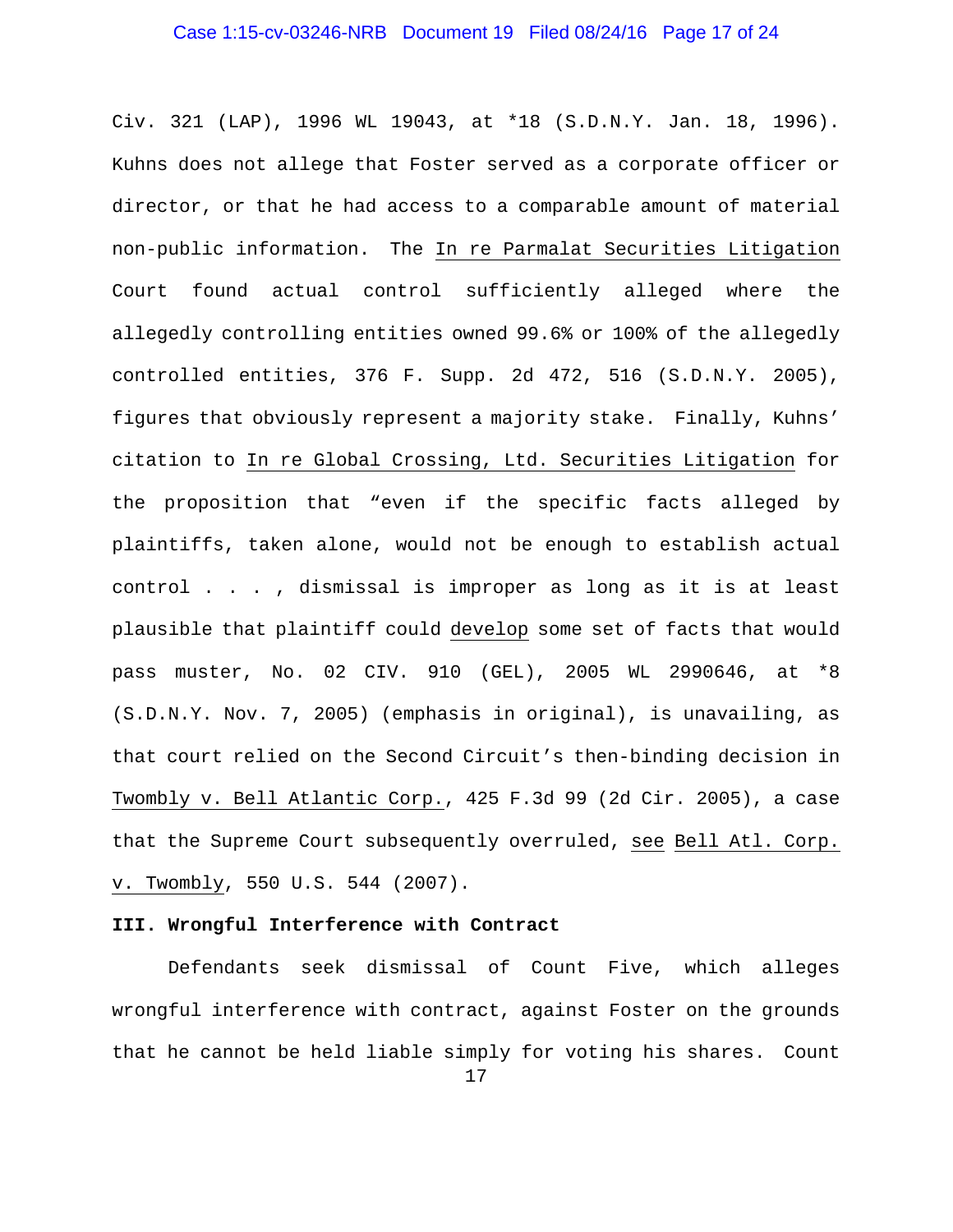Civ. 321 (LAP), 1996 WL 19043, at *18 (S.D.N.Y. Jan. 18, 1996). Kuhns does not allege that Foster served as a corporate officer or director, or that he had access to a comparable amount of material non-public information. The _In re Parmalat Securities Litigation_ Court found actual control sufficiently alleged where the allegedly controlling entities owned 99.6% or 100% of the allegedly controlled entities, 376 F. Supp. 2d 472, 516 (S.D.N.Y. 2005), figures that obviously represent a majority stake. Finally, Kuhns' citation to _In re Global Crossing, Ltd. Securities Litigation_ for the proposition that "even if the specific facts alleged by plaintiffs, taken alone, would not be enough to establish actual control . . . , dismissal is improper as long as it is at least plausible that plaintiff could _develop_ some set of facts that would pass muster, No. 02 CIV. 910 (GEL), 2005 WL 2990646, at *8 (S.D.N.Y. Nov. 7, 2005) (emphasis in original), is unavailing, as that court relied on the Second Circuit's then-binding decision in _Twombly v. Bell Atlantic Corp._, 425 F.3d 99 (2d Cir. 2005), a case that the Supreme Court subsequently overruled, _see_ _Bell Atl. Corp. v. Twombly_, 550 U.S. 544 (2007).

**III. Wrongful Interference with Contract**

Defendants seek dismissal of Count Five, which alleges wrongful interference with contract, against Foster on the grounds that he cannot be held liable simply for voting his shares. Count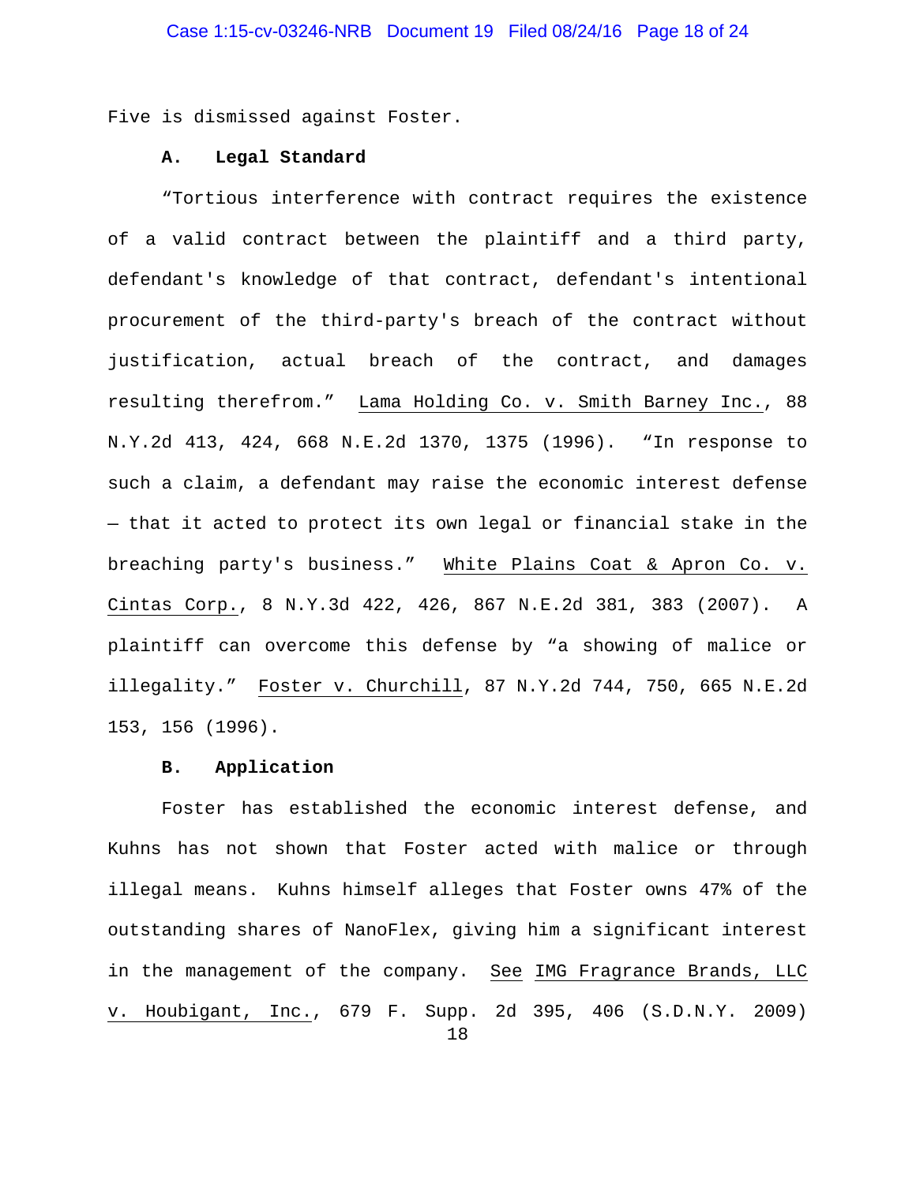Five is dismissed against Foster.

### A. Legal Standard

"Tortious interference with contract requires the existence of a valid contract between the plaintiff and a third party, defendant's knowledge of that contract, defendant's intentional procurement of the third-party's breach of the contract without justification, actual breach of the contract, and damages resulting therefrom." Lama Holding Co. v. Smith Barney Inc., 88 N.Y.2d 413, 424, 668 N.E.2d 1370, 1375 (1996). "In response to such a claim, a defendant may raise the economic interest defense — that it acted to protect its own legal or financial stake in the breaching party's business." White Plains Coat & Apron Co. v. Cintas Corp., 8 N.Y.3d 422, 426, 867 N.E.2d 381, 383 (2007). A plaintiff can overcome this defense by "a showing of malice or illegality." Foster v. Churchill, 87 N.Y.2d 744, 750, 665 N.E.2d 153, 156 (1996).

### B. Application

Foster has established the economic interest defense, and Kuhns has not shown that Foster acted with malice or through illegal means. Kuhns himself alleges that Foster owns 47% of the outstanding shares of NanoFlex, giving him a significant interest in the management of the company. See IMG Fragrance Brands, LLC v. Houbigant, Inc., 679 F. Supp. 2d 395, 406 (S.D.N.Y. 2009)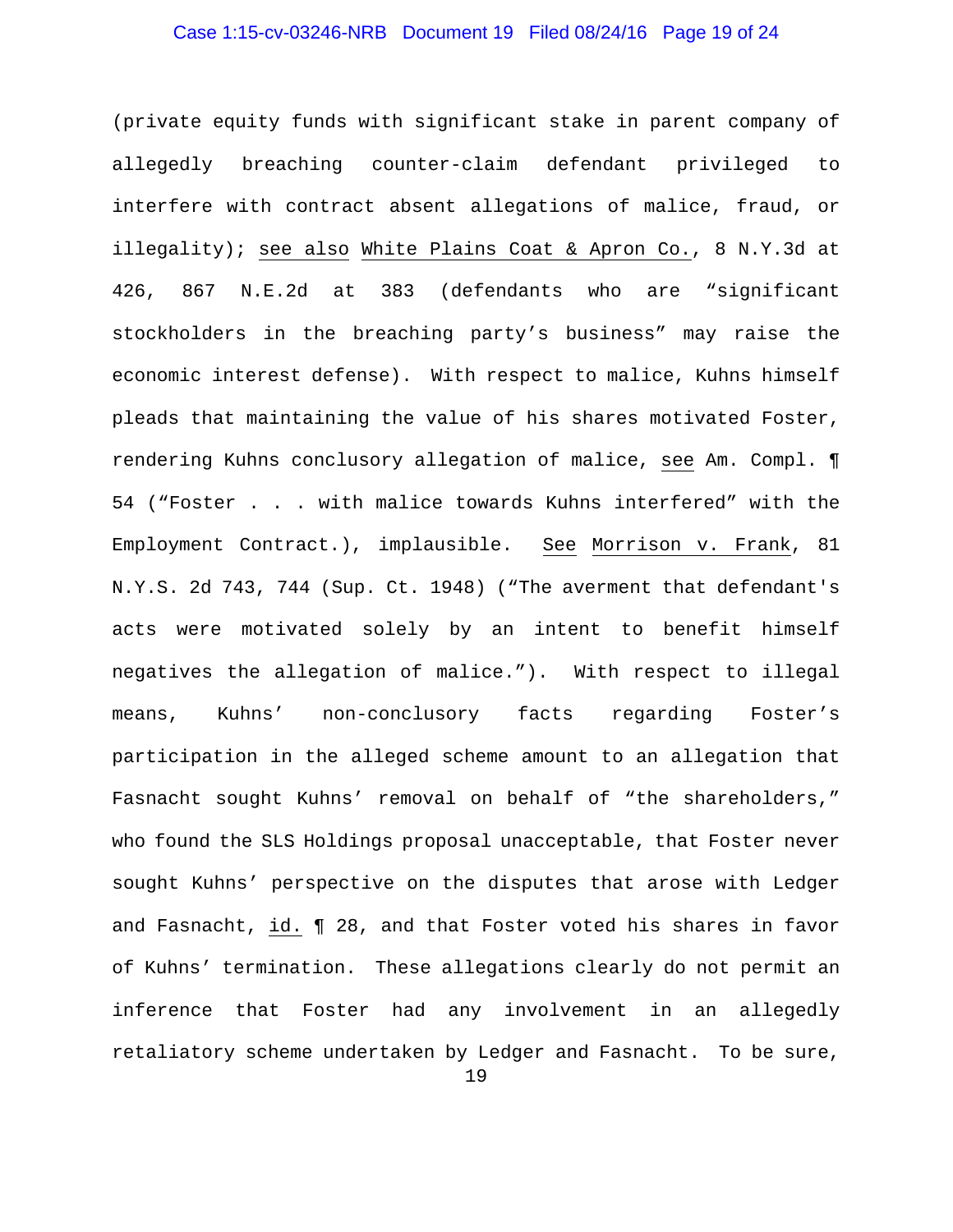(private equity funds with significant stake in parent company of allegedly breaching counter-claim defendant privileged to interfere with contract absent allegations of malice, fraud, or illegality); see also White Plains Coat & Apron Co., 8 N.Y.3d at 426, 867 N.E.2d at 383 (defendants who are "significant stockholders in the breaching party's business" may raise the economic interest defense). With respect to malice, Kuhns himself pleads that maintaining the value of his shares motivated Foster, rendering Kuhns conclusory allegation of malice, see Am. Compl. ¶ 54 ("Foster . . . with malice towards Kuhns interfered" with the Employment Contract.), implausible. See Morrison v. Frank, 81 N.Y.S. 2d 743, 744 (Sup. Ct. 1948) ("The averment that defendant's acts were motivated solely by an intent to benefit himself negatives the allegation of malice."). With respect to illegal means, Kuhns' non-conclusory facts regarding Foster's participation in the alleged scheme amount to an allegation that Fasnacht sought Kuhns' removal on behalf of "the shareholders," who found the SLS Holdings proposal unacceptable, that Foster never sought Kuhns' perspective on the disputes that arose with Ledger and Fasnacht, id. ¶ 28, and that Foster voted his shares in favor of Kuhns' termination. These allegations clearly do not permit an inference that Foster had any involvement in an allegedly retaliatory scheme undertaken by Ledger and Fasnacht. To be sure,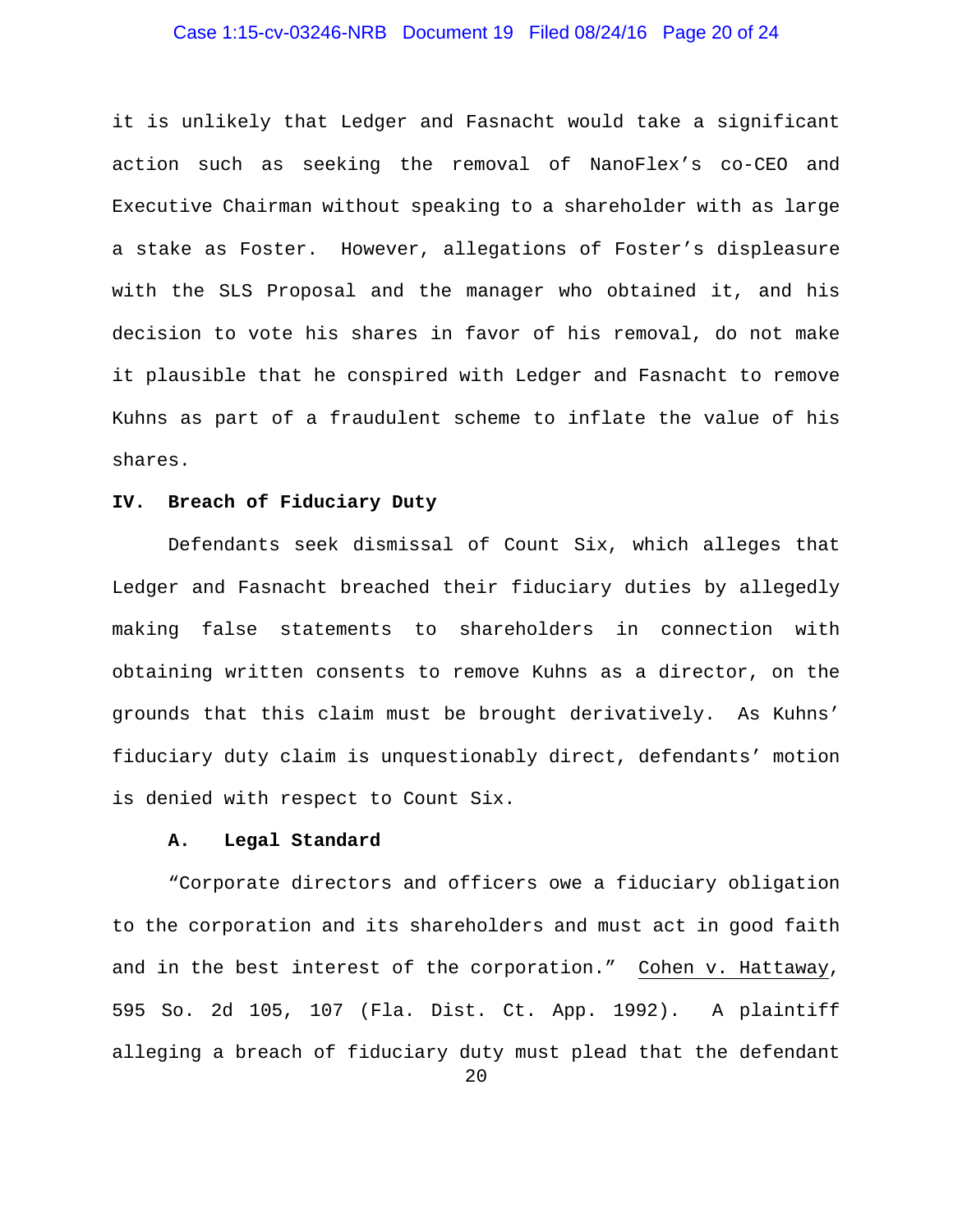it is unlikely that Ledger and Fasnacht would take a significant action such as seeking the removal of NanoFlex's co-CEO and Executive Chairman without speaking to a shareholder with as large a stake as Foster. However, allegations of Foster's displeasure with the SLS Proposal and the manager who obtained it, and his decision to vote his shares in favor of his removal, do not make it plausible that he conspired with Ledger and Fasnacht to remove Kuhns as part of a fraudulent scheme to inflate the value of his shares.

## IV. Breach of Fiduciary Duty

Defendants seek dismissal of Count Six, which alleges that Ledger and Fasnacht breached their fiduciary duties by allegedly making false statements to shareholders in connection with obtaining written consents to remove Kuhns as a director, on the grounds that this claim must be brought derivatively. As Kuhns' fiduciary duty claim is unquestionably direct, defendants' motion is denied with respect to Count Six.

### A. Legal Standard

"Corporate directors and officers owe a fiduciary obligation to the corporation and its shareholders and must act in good faith and in the best interest of the corporation." Cohen v. Hattaway, 595 So. 2d 105, 107 (Fla. Dist. Ct. App. 1992). A plaintiff alleging a breach of fiduciary duty must plead that the defendant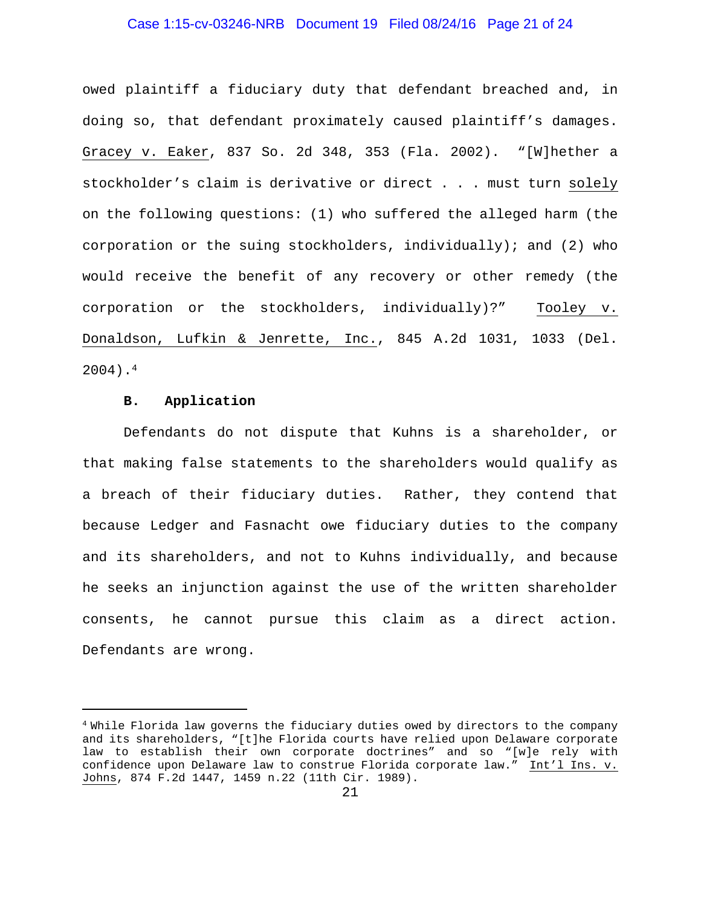owed plaintiff a fiduciary duty that defendant breached and, in doing so, that defendant proximately caused plaintiff's damages. Gracey v. Eaker, 837 So. 2d 348, 353 (Fla. 2002). "[W]hether a stockholder's claim is derivative or direct . . . must turn solely on the following questions: (1) who suffered the alleged harm (the corporation or the suing stockholders, individually); and (2) who would receive the benefit of any recovery or other remedy (the corporation or the stockholders, individually)?" Tooley v. Donaldson, Lufkin & Jenrette, Inc., 845 A.2d 1031, 1033 (Del. 2004).[4]

### B. Application

Defendants do not dispute that Kuhns is a shareholder, or that making false statements to the shareholders would qualify as a breach of their fiduciary duties. Rather, they contend that because Ledger and Fasnacht owe fiduciary duties to the company and its shareholders, and not to Kuhns individually, and because he seeks an injunction against the use of the written shareholder consents, he cannot pursue this claim as a direct action. Defendants are wrong.

---

[4] While Florida law governs the fiduciary duties owed by directors to the company and its shareholders, "[t]he Florida courts have relied upon Delaware corporate law to establish their own corporate doctrines" and so "[w]e rely with confidence upon Delaware law to construe Florida corporate law." Int'l Ins. v. Johns, 874 F.2d 1447, 1459 n.22 (11th Cir. 1989).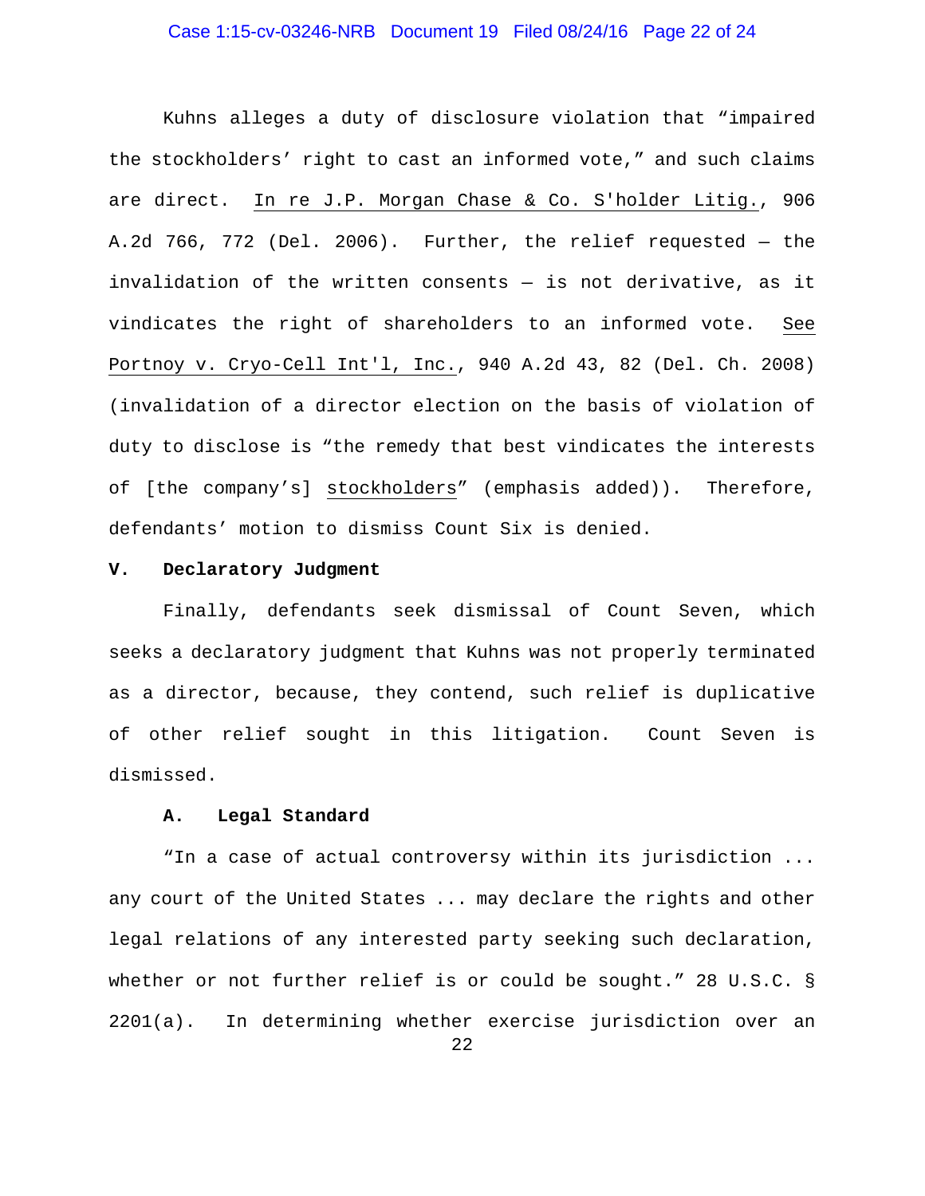Kuhns alleges a duty of disclosure violation that "impaired the stockholders' right to cast an informed vote," and such claims are direct. In re J.P. Morgan Chase & Co. S'holder Litig., 906 A.2d 766, 772 (Del. 2006). Further, the relief requested — the invalidation of the written consents — is not derivative, as it vindicates the right of shareholders to an informed vote. See Portnoy v. Cryo-Cell Int'l, Inc., 940 A.2d 43, 82 (Del. Ch. 2008) (invalidation of a director election on the basis of violation of duty to disclose is "the remedy that best vindicates the interests of [the company's] stockholders" (emphasis added)). Therefore, defendants' motion to dismiss Count Six is denied.

## V. Declaratory Judgment

Finally, defendants seek dismissal of Count Seven, which seeks a declaratory judgment that Kuhns was not properly terminated as a director, because, they contend, such relief is duplicative of other relief sought in this litigation. Count Seven is dismissed.

### A. Legal Standard

"In a case of actual controversy within its jurisdiction ... any court of the United States ... may declare the rights and other legal relations of any interested party seeking such declaration, whether or not further relief is or could be sought." 28 U.S.C. § 2201(a). In determining whether exercise jurisdiction over an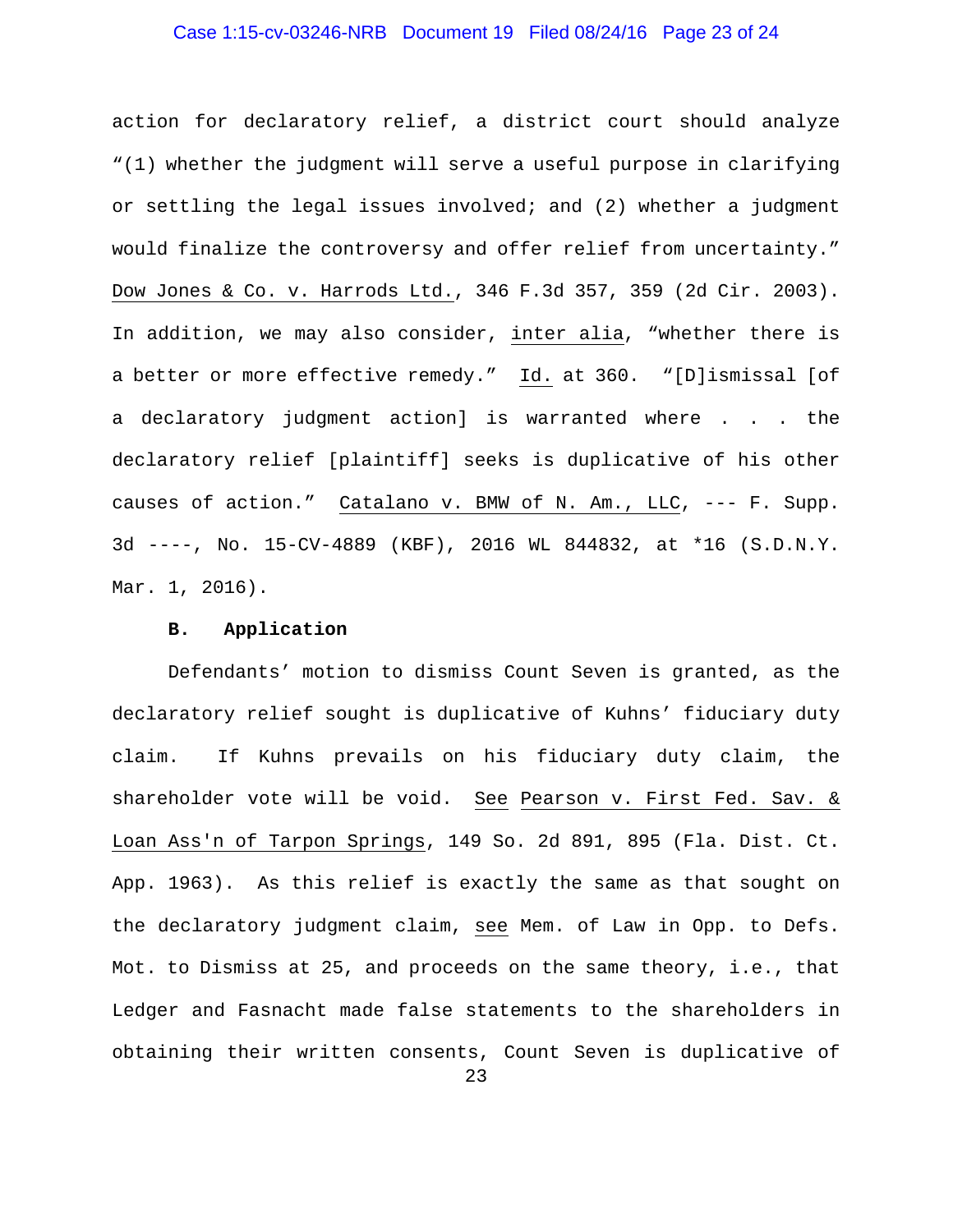action for declaratory relief, a district court should analyze "(1) whether the judgment will serve a useful purpose in clarifying or settling the legal issues involved; and (2) whether a judgment would finalize the controversy and offer relief from uncertainty." Dow Jones & Co. v. Harrods Ltd., 346 F.3d 357, 359 (2d Cir. 2003). In addition, we may also consider, *inter alia*, "whether there is a better or more effective remedy." *Id.* at 360. "[D]ismissal [of a declaratory judgment action] is warranted where . . . the declaratory relief [plaintiff] seeks is duplicative of his other causes of action." Catalano v. BMW of N. Am., LLC, --- F. Supp. 3d ----, No. 15-CV-4889 (KBF), 2016 WL 844832, at *16 (S.D.N.Y. Mar. 1, 2016).

**B. Application**

Defendants' motion to dismiss Count Seven is granted, as the declaratory relief sought is duplicative of Kuhns' fiduciary duty claim. If Kuhns prevails on his fiduciary duty claim, the shareholder vote will be void. *See* Pearson v. First Fed. Sav. & Loan Ass'n of Tarpon Springs, 149 So. 2d 891, 895 (Fla. Dist. Ct. App. 1963). As this relief is exactly the same as that sought on the declaratory judgment claim, *see* Mem. of Law in Opp. to Defs. Mot. to Dismiss at 25, and proceeds on the same theory, i.e., that Ledger and Fasnacht made false statements to the shareholders in obtaining their written consents, Count Seven is duplicative of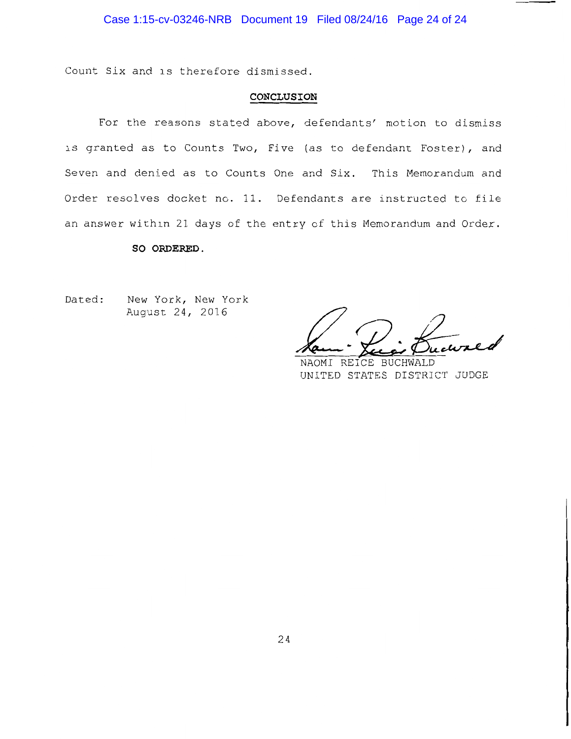Count Six and is therefore dismissed.

## CONCLUSION

For the reasons stated above, defendants' motion to dismiss is granted as to Counts Two, Five (as to defendant Foster), and Seven and denied as to Counts One and Six. This Memorandum and Order resolves docket no. 11. Defendants are instructed to file an answer within 21 days of the entry of this Memorandum and Order.

**SO ORDERED.**

Dated: New York, New York
August 24, 2016

NAOMI REICE BUCHWALD
UNITED STATES DISTRICT JUDGE